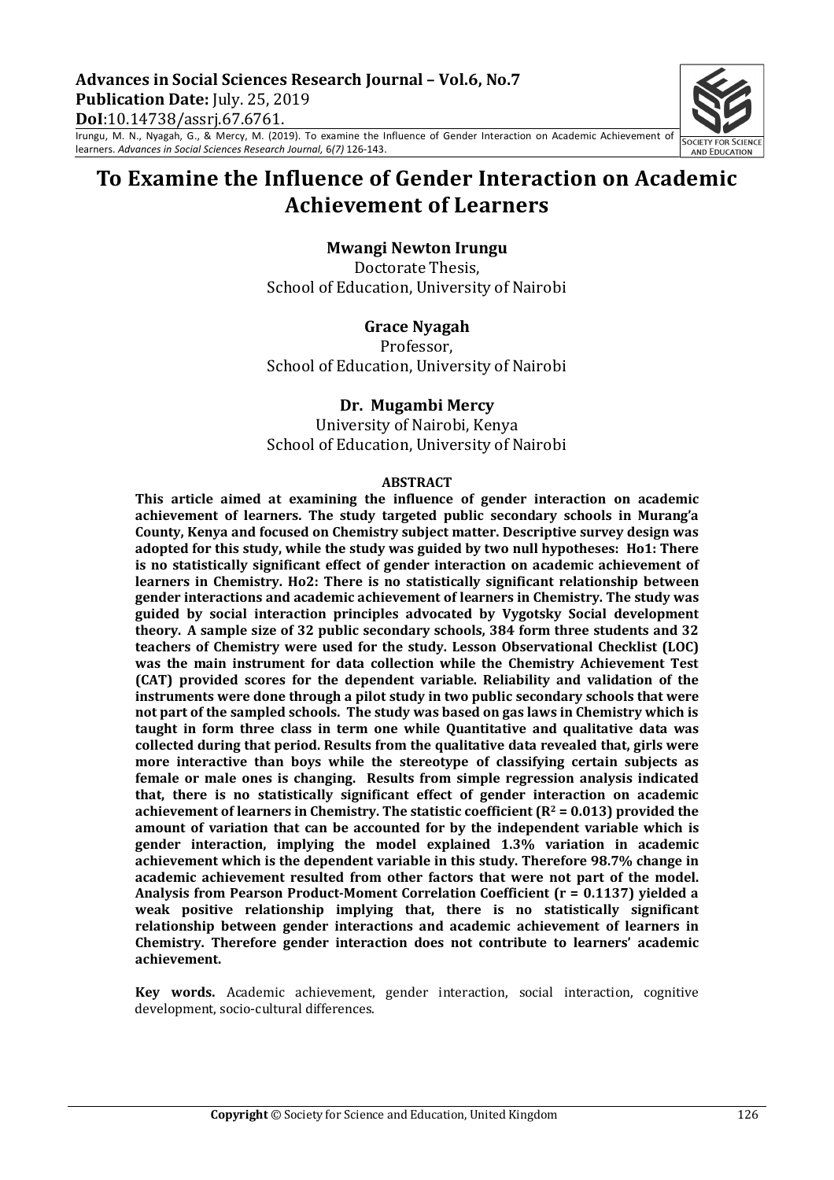# To Examine the Influence of Gender Interaction on Academic Achievement of Learners

**Mwangi Newton Irungu**
Doctorate Thesis,
School of Education, University of Nairobi

**Grace Nyagah**
Professor,
School of Education, University of Nairobi

**Dr. Mugambi Mercy**
University of Nairobi, Kenya
School of Education, University of Nairobi

**ABSTRACT**

**This article aimed at examining the influence of gender interaction on academic achievement of learners. The study targeted public secondary schools in Murang'a County, Kenya and focused on Chemistry subject matter. Descriptive survey design was adopted for this study, while the study was guided by two null hypotheses: Ho1: There is no statistically significant effect of gender interaction on academic achievement of learners in Chemistry. Ho2: There is no statistically significant relationship between gender interactions and academic achievement of learners in Chemistry. The study was guided by social interaction principles advocated by Vygotsky Social development theory. A sample size of 32 public secondary schools, 384 form three students and 32 teachers of Chemistry were used for the study. Lesson Observational Checklist (LOC) was the main instrument for data collection while the Chemistry Achievement Test (CAT) provided scores for the dependent variable. Reliability and validation of the instruments were done through a pilot study in two public secondary schools that were not part of the sampled schools. The study was based on gas laws in Chemistry which is taught in form three class in term one while Quantitative and qualitative data was collected during that period. Results from the qualitative data revealed that, girls were more interactive than boys while the stereotype of classifying certain subjects as female or male ones is changing. Results from simple regression analysis indicated that, there is no statistically significant effect of gender interaction on academic achievement of learners in Chemistry. The statistic coefficient ($R^2 = 0.013$) provided the amount of variation that can be accounted for by the independent variable which is gender interaction, implying the model explained 1.3% variation in academic achievement which is the dependent variable in this study. Therefore 98.7% change in academic achievement resulted from other factors that were not part of the model. Analysis from Pearson Product-Moment Correlation Coefficient ($r = 0.1137$) yielded a weak positive relationship implying that, there is no statistically significant relationship between gender interactions and academic achievement of learners in Chemistry. Therefore gender interaction does not contribute to learners' academic achievement.**

**Key words.** Academic achievement, gender interaction, social interaction, cognitive development, socio-cultural differences.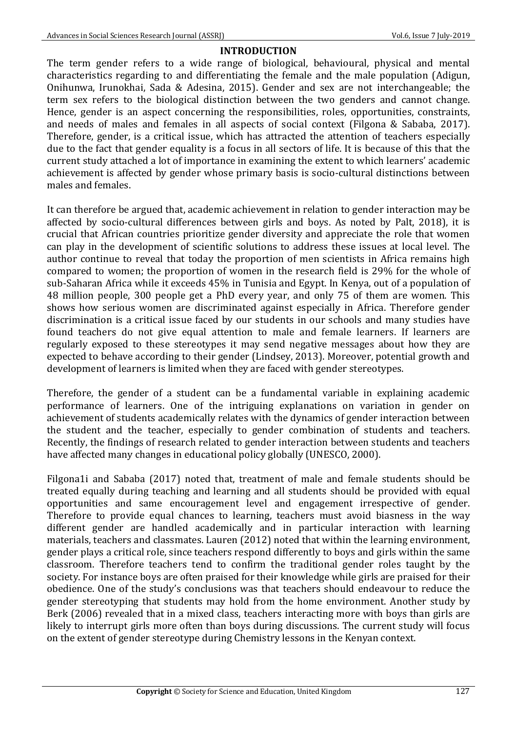## INTRODUCTION

The term gender refers to a wide range of biological, behavioural, physical and mental characteristics regarding to and differentiating the female and the male population (Adigun, Onihunwa, Irunokhai, Sada & Adesina, 2015). Gender and sex are not interchangeable; the term sex refers to the biological distinction between the two genders and cannot change. Hence, gender is an aspect concerning the responsibilities, roles, opportunities, constraints, and needs of males and females in all aspects of social context (Filgona & Sababa, 2017). Therefore, gender, is a critical issue, which has attracted the attention of teachers especially due to the fact that gender equality is a focus in all sectors of life. It is because of this that the current study attached a lot of importance in examining the extent to which learners' academic achievement is affected by gender whose primary basis is socio-cultural distinctions between males and females.

It can therefore be argued that, academic achievement in relation to gender interaction may be affected by socio-cultural differences between girls and boys. As noted by Palt, 2018), it is crucial that African countries prioritize gender diversity and appreciate the role that women can play in the development of scientific solutions to address these issues at local level. The author continue to reveal that today the proportion of men scientists in Africa remains high compared to women; the proportion of women in the research field is 29% for the whole of sub-Saharan Africa while it exceeds 45% in Tunisia and Egypt. In Kenya, out of a population of 48 million people, 300 people get a PhD every year, and only 75 of them are women. This shows how serious women are discriminated against especially in Africa. Therefore gender discrimination is a critical issue faced by our students in our schools and many studies have found teachers do not give equal attention to male and female learners. If learners are regularly exposed to these stereotypes it may send negative messages about how they are expected to behave according to their gender (Lindsey, 2013). Moreover, potential growth and development of learners is limited when they are faced with gender stereotypes.

Therefore, the gender of a student can be a fundamental variable in explaining academic performance of learners. One of the intriguing explanations on variation in gender on achievement of students academically relates with the dynamics of gender interaction between the student and the teacher, especially to gender combination of students and teachers. Recently, the findings of research related to gender interaction between students and teachers have affected many changes in educational policy globally (UNESCO, 2000).

Filgona1i and Sababa (2017) noted that, treatment of male and female students should be treated equally during teaching and learning and all students should be provided with equal opportunities and same encouragement level and engagement irrespective of gender. Therefore to provide equal chances to learning, teachers must avoid biasness in the way different gender are handled academically and in particular interaction with learning materials, teachers and classmates. Lauren (2012) noted that within the learning environment, gender plays a critical role, since teachers respond differently to boys and girls within the same classroom. Therefore teachers tend to confirm the traditional gender roles taught by the society. For instance boys are often praised for their knowledge while girls are praised for their obedience. One of the study's conclusions was that teachers should endeavour to reduce the gender stereotyping that students may hold from the home environment. Another study by Berk (2006) revealed that in a mixed class, teachers interacting more with boys than girls are likely to interrupt girls more often than boys during discussions. The current study will focus on the extent of gender stereotype during Chemistry lessons in the Kenyan context.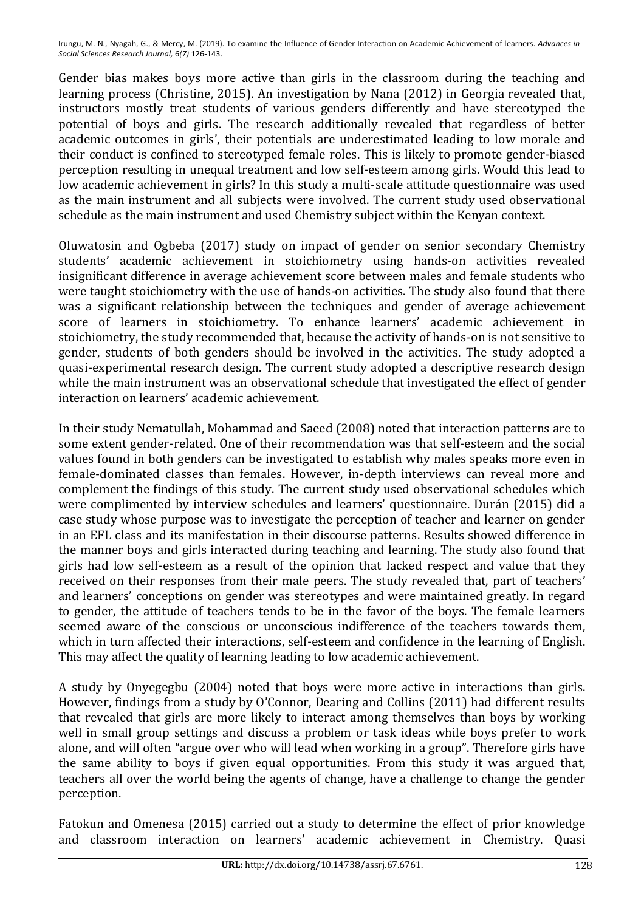Gender bias makes boys more active than girls in the classroom during the teaching and learning process (Christine, 2015). An investigation by Nana (2012) in Georgia revealed that, instructors mostly treat students of various genders differently and have stereotyped the potential of boys and girls. The research additionally revealed that regardless of better academic outcomes in girls', their potentials are underestimated leading to low morale and their conduct is confined to stereotyped female roles. This is likely to promote gender-biased perception resulting in unequal treatment and low self-esteem among girls. Would this lead to low academic achievement in girls? In this study a multi-scale attitude questionnaire was used as the main instrument and all subjects were involved. The current study used observational schedule as the main instrument and used Chemistry subject within the Kenyan context.

Oluwatosin and Ogbeba (2017) study on impact of gender on senior secondary Chemistry students' academic achievement in stoichiometry using hands-on activities revealed insignificant difference in average achievement score between males and female students who were taught stoichiometry with the use of hands-on activities. The study also found that there was a significant relationship between the techniques and gender of average achievement score of learners in stoichiometry. To enhance learners' academic achievement in stoichiometry, the study recommended that, because the activity of hands-on is not sensitive to gender, students of both genders should be involved in the activities. The study adopted a quasi-experimental research design. The current study adopted a descriptive research design while the main instrument was an observational schedule that investigated the effect of gender interaction on learners' academic achievement.

In their study Nematullah, Mohammad and Saeed (2008) noted that interaction patterns are to some extent gender-related. One of their recommendation was that self-esteem and the social values found in both genders can be investigated to establish why males speaks more even in female-dominated classes than females. However, in-depth interviews can reveal more and complement the findings of this study. The current study used observational schedules which were complimented by interview schedules and learners' questionnaire. Durán (2015) did a case study whose purpose was to investigate the perception of teacher and learner on gender in an EFL class and its manifestation in their discourse patterns. Results showed difference in the manner boys and girls interacted during teaching and learning. The study also found that girls had low self-esteem as a result of the opinion that lacked respect and value that they received on their responses from their male peers. The study revealed that, part of teachers' and learners' conceptions on gender was stereotypes and were maintained greatly. In regard to gender, the attitude of teachers tends to be in the favor of the boys. The female learners seemed aware of the conscious or unconscious indifference of the teachers towards them, which in turn affected their interactions, self-esteem and confidence in the learning of English. This may affect the quality of learning leading to low academic achievement.

A study by Onyegegbu (2004) noted that boys were more active in interactions than girls. However, findings from a study by O'Connor, Dearing and Collins (2011) had different results that revealed that girls are more likely to interact among themselves than boys by working well in small group settings and discuss a problem or task ideas while boys prefer to work alone, and will often "argue over who will lead when working in a group". Therefore girls have the same ability to boys if given equal opportunities. From this study it was argued that, teachers all over the world being the agents of change, have a challenge to change the gender perception.

Fatokun and Omenesa (2015) carried out a study to determine the effect of prior knowledge and classroom interaction on learners' academic achievement in Chemistry. Quasi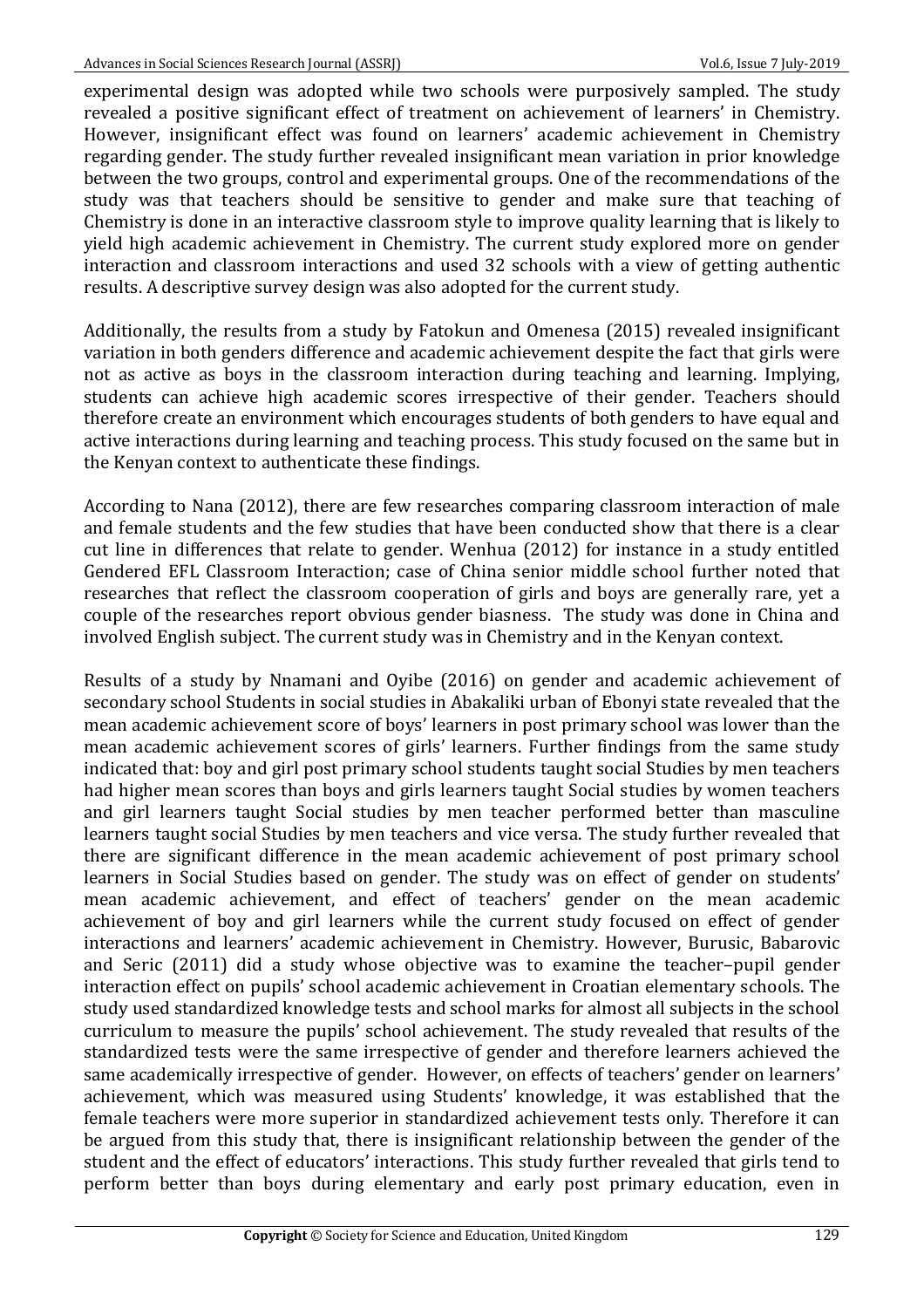experimental design was adopted while two schools were purposively sampled. The study revealed a positive significant effect of treatment on achievement of learners' in Chemistry. However, insignificant effect was found on learners' academic achievement in Chemistry regarding gender. The study further revealed insignificant mean variation in prior knowledge between the two groups, control and experimental groups. One of the recommendations of the study was that teachers should be sensitive to gender and make sure that teaching of Chemistry is done in an interactive classroom style to improve quality learning that is likely to yield high academic achievement in Chemistry. The current study explored more on gender interaction and classroom interactions and used 32 schools with a view of getting authentic results. A descriptive survey design was also adopted for the current study.

Additionally, the results from a study by Fatokun and Omenesa (2015) revealed insignificant variation in both genders difference and academic achievement despite the fact that girls were not as active as boys in the classroom interaction during teaching and learning. Implying, students can achieve high academic scores irrespective of their gender. Teachers should therefore create an environment which encourages students of both genders to have equal and active interactions during learning and teaching process. This study focused on the same but in the Kenyan context to authenticate these findings.

According to Nana (2012), there are few researches comparing classroom interaction of male and female students and the few studies that have been conducted show that there is a clear cut line in differences that relate to gender. Wenhua (2012) for instance in a study entitled Gendered EFL Classroom Interaction; case of China senior middle school further noted that researches that reflect the classroom cooperation of girls and boys are generally rare, yet a couple of the researches report obvious gender biasness. The study was done in China and involved English subject. The current study was in Chemistry and in the Kenyan context.

Results of a study by Nnamani and Oyibe (2016) on gender and academic achievement of secondary school Students in social studies in Abakaliki urban of Ebonyi state revealed that the mean academic achievement score of boys' learners in post primary school was lower than the mean academic achievement scores of girls' learners. Further findings from the same study indicated that: boy and girl post primary school students taught social Studies by men teachers had higher mean scores than boys and girls learners taught Social studies by women teachers and girl learners taught Social studies by men teacher performed better than masculine learners taught social Studies by men teachers and vice versa. The study further revealed that there are significant difference in the mean academic achievement of post primary school learners in Social Studies based on gender. The study was on effect of gender on students' mean academic achievement, and effect of teachers' gender on the mean academic achievement of boy and girl learners while the current study focused on effect of gender interactions and learners' academic achievement in Chemistry. However, Burusic, Babarovic and Seric (2011) did a study whose objective was to examine the teacher–pupil gender interaction effect on pupils' school academic achievement in Croatian elementary schools. The study used standardized knowledge tests and school marks for almost all subjects in the school curriculum to measure the pupils' school achievement. The study revealed that results of the standardized tests were the same irrespective of gender and therefore learners achieved the same academically irrespective of gender. However, on effects of teachers' gender on learners' achievement, which was measured using Students' knowledge, it was established that the female teachers were more superior in standardized achievement tests only. Therefore it can be argued from this study that, there is insignificant relationship between the gender of the student and the effect of educators' interactions. This study further revealed that girls tend to perform better than boys during elementary and early post primary education, even in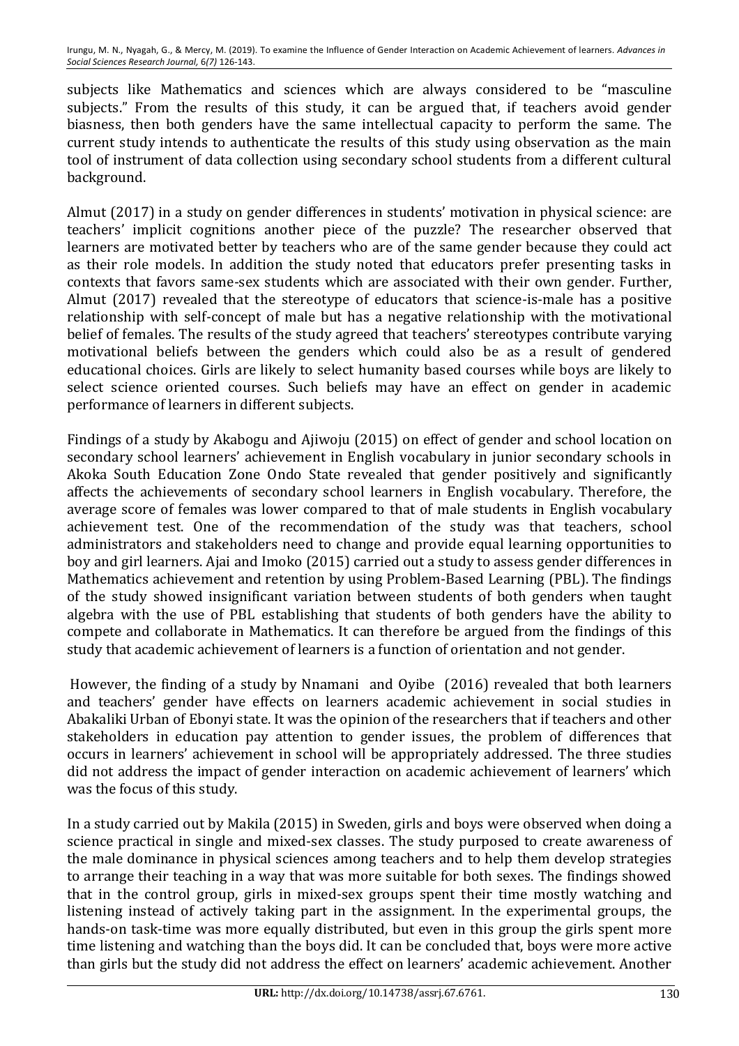subjects like Mathematics and sciences which are always considered to be "masculine subjects." From the results of this study, it can be argued that, if teachers avoid gender biasness, then both genders have the same intellectual capacity to perform the same. The current study intends to authenticate the results of this study using observation as the main tool of instrument of data collection using secondary school students from a different cultural background.

Almut (2017) in a study on gender differences in students' motivation in physical science: are teachers' implicit cognitions another piece of the puzzle? The researcher observed that learners are motivated better by teachers who are of the same gender because they could act as their role models. In addition the study noted that educators prefer presenting tasks in contexts that favors same-sex students which are associated with their own gender. Further, Almut (2017) revealed that the stereotype of educators that science-is-male has a positive relationship with self-concept of male but has a negative relationship with the motivational belief of females. The results of the study agreed that teachers' stereotypes contribute varying motivational beliefs between the genders which could also be as a result of gendered educational choices. Girls are likely to select humanity based courses while boys are likely to select science oriented courses. Such beliefs may have an effect on gender in academic performance of learners in different subjects.

Findings of a study by Akabogu and Ajiwoju (2015) on effect of gender and school location on secondary school learners' achievement in English vocabulary in junior secondary schools in Akoka South Education Zone Ondo State revealed that gender positively and significantly affects the achievements of secondary school learners in English vocabulary. Therefore, the average score of females was lower compared to that of male students in English vocabulary achievement test. One of the recommendation of the study was that teachers, school administrators and stakeholders need to change and provide equal learning opportunities to boy and girl learners. Ajai and Imoko (2015) carried out a study to assess gender differences in Mathematics achievement and retention by using Problem-Based Learning (PBL). The findings of the study showed insignificant variation between students of both genders when taught algebra with the use of PBL establishing that students of both genders have the ability to compete and collaborate in Mathematics. It can therefore be argued from the findings of this study that academic achievement of learners is a function of orientation and not gender.

However, the finding of a study by Nnamani and Oyibe (2016) revealed that both learners and teachers' gender have effects on learners academic achievement in social studies in Abakaliki Urban of Ebonyi state. It was the opinion of the researchers that if teachers and other stakeholders in education pay attention to gender issues, the problem of differences that occurs in learners' achievement in school will be appropriately addressed. The three studies did not address the impact of gender interaction on academic achievement of learners' which was the focus of this study.

In a study carried out by Makila (2015) in Sweden, girls and boys were observed when doing a science practical in single and mixed-sex classes. The study purposed to create awareness of the male dominance in physical sciences among teachers and to help them develop strategies to arrange their teaching in a way that was more suitable for both sexes. The findings showed that in the control group, girls in mixed-sex groups spent their time mostly watching and listening instead of actively taking part in the assignment. In the experimental groups, the hands-on task-time was more equally distributed, but even in this group the girls spent more time listening and watching than the boys did. It can be concluded that, boys were more active than girls but the study did not address the effect on learners' academic achievement. Another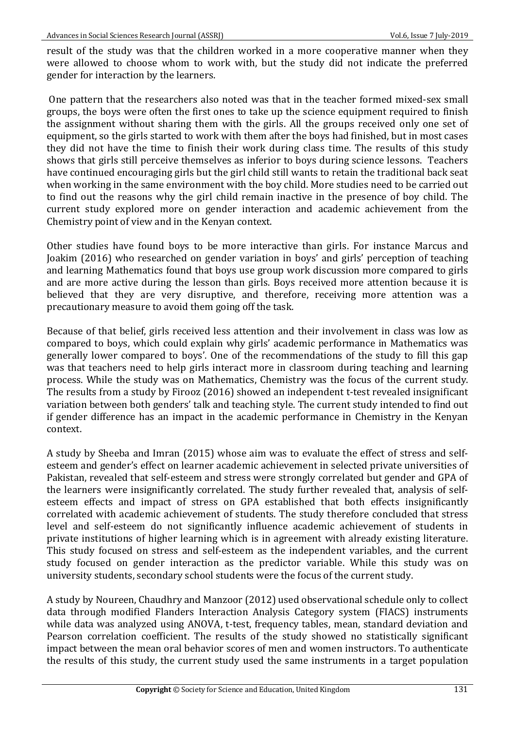result of the study was that the children worked in a more cooperative manner when they were allowed to choose whom to work with, but the study did not indicate the preferred gender for interaction by the learners.

One pattern that the researchers also noted was that in the teacher formed mixed-sex small groups, the boys were often the first ones to take up the science equipment required to finish the assignment without sharing them with the girls. All the groups received only one set of equipment, so the girls started to work with them after the boys had finished, but in most cases they did not have the time to finish their work during class time. The results of this study shows that girls still perceive themselves as inferior to boys during science lessons. Teachers have continued encouraging girls but the girl child still wants to retain the traditional back seat when working in the same environment with the boy child. More studies need to be carried out to find out the reasons why the girl child remain inactive in the presence of boy child. The current study explored more on gender interaction and academic achievement from the Chemistry point of view and in the Kenyan context.

Other studies have found boys to be more interactive than girls. For instance Marcus and Joakim (2016) who researched on gender variation in boys' and girls' perception of teaching and learning Mathematics found that boys use group work discussion more compared to girls and are more active during the lesson than girls. Boys received more attention because it is believed that they are very disruptive, and therefore, receiving more attention was a precautionary measure to avoid them going off the task.

Because of that belief, girls received less attention and their involvement in class was low as compared to boys, which could explain why girls' academic performance in Mathematics was generally lower compared to boys'. One of the recommendations of the study to fill this gap was that teachers need to help girls interact more in classroom during teaching and learning process. While the study was on Mathematics, Chemistry was the focus of the current study. The results from a study by Firooz (2016) showed an independent t-test revealed insignificant variation between both genders' talk and teaching style. The current study intended to find out if gender difference has an impact in the academic performance in Chemistry in the Kenyan context.

A study by Sheeba and Imran (2015) whose aim was to evaluate the effect of stress and self-esteem and gender's effect on learner academic achievement in selected private universities of Pakistan, revealed that self-esteem and stress were strongly correlated but gender and GPA of the learners were insignificantly correlated. The study further revealed that, analysis of self-esteem effects and impact of stress on GPA established that both effects insignificantly correlated with academic achievement of students. The study therefore concluded that stress level and self-esteem do not significantly influence academic achievement of students in private institutions of higher learning which is in agreement with already existing literature. This study focused on stress and self-esteem as the independent variables, and the current study focused on gender interaction as the predictor variable. While this study was on university students, secondary school students were the focus of the current study.

A study by Noureen, Chaudhry and Manzoor (2012) used observational schedule only to collect data through modified Flanders Interaction Analysis Category system (FIACS) instruments while data was analyzed using ANOVA, t-test, frequency tables, mean, standard deviation and Pearson correlation coefficient. The results of the study showed no statistically significant impact between the mean oral behavior scores of men and women instructors. To authenticate the results of this study, the current study used the same instruments in a target population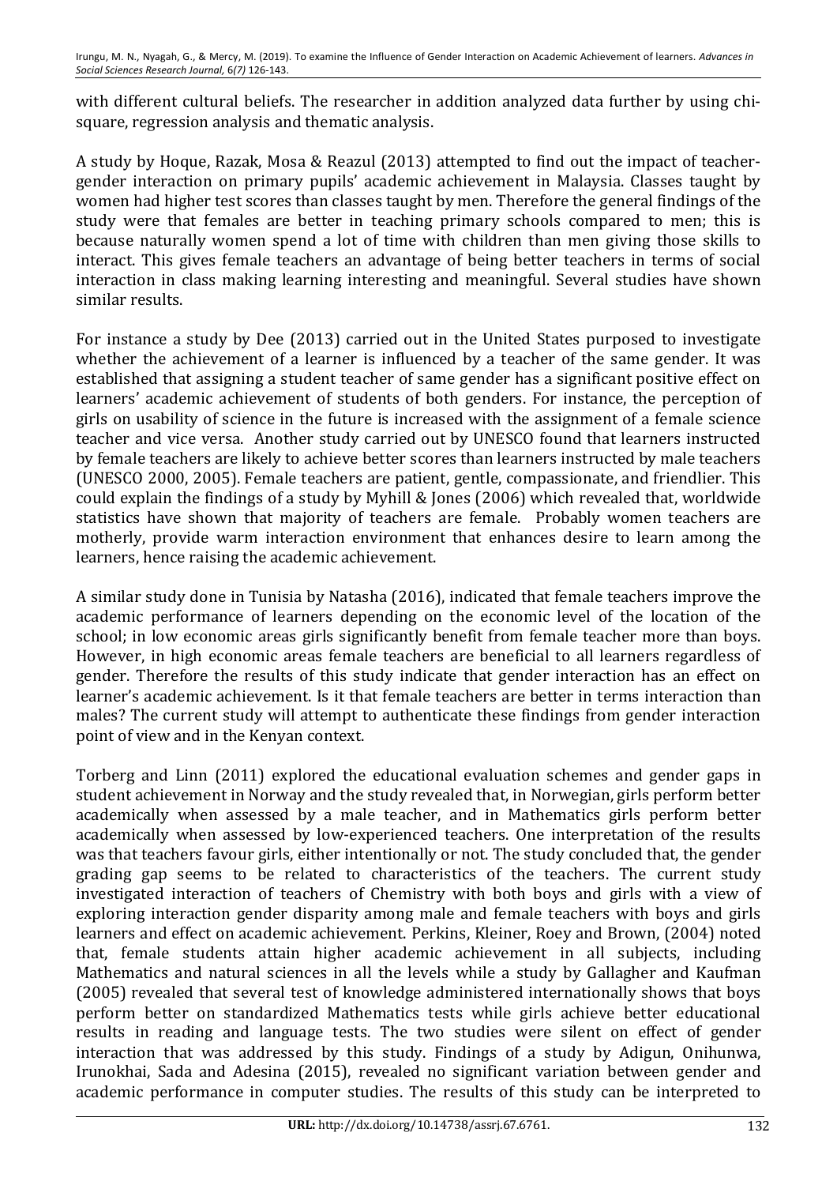with different cultural beliefs. The researcher in addition analyzed data further by using chi-square, regression analysis and thematic analysis.

A study by Hoque, Razak, Mosa & Reazul (2013) attempted to find out the impact of teacher-gender interaction on primary pupils' academic achievement in Malaysia. Classes taught by women had higher test scores than classes taught by men. Therefore the general findings of the study were that females are better in teaching primary schools compared to men; this is because naturally women spend a lot of time with children than men giving those skills to interact. This gives female teachers an advantage of being better teachers in terms of social interaction in class making learning interesting and meaningful. Several studies have shown similar results.

For instance a study by Dee (2013) carried out in the United States purposed to investigate whether the achievement of a learner is influenced by a teacher of the same gender. It was established that assigning a student teacher of same gender has a significant positive effect on learners' academic achievement of students of both genders. For instance, the perception of girls on usability of science in the future is increased with the assignment of a female science teacher and vice versa. Another study carried out by UNESCO found that learners instructed by female teachers are likely to achieve better scores than learners instructed by male teachers (UNESCO 2000, 2005). Female teachers are patient, gentle, compassionate, and friendlier. This could explain the findings of a study by Myhill & Jones (2006) which revealed that, worldwide statistics have shown that majority of teachers are female. Probably women teachers are motherly, provide warm interaction environment that enhances desire to learn among the learners, hence raising the academic achievement.

A similar study done in Tunisia by Natasha (2016), indicated that female teachers improve the academic performance of learners depending on the economic level of the location of the school; in low economic areas girls significantly benefit from female teacher more than boys. However, in high economic areas female teachers are beneficial to all learners regardless of gender. Therefore the results of this study indicate that gender interaction has an effect on learner's academic achievement. Is it that female teachers are better in terms interaction than males? The current study will attempt to authenticate these findings from gender interaction point of view and in the Kenyan context.

Torberg and Linn (2011) explored the educational evaluation schemes and gender gaps in student achievement in Norway and the study revealed that, in Norwegian, girls perform better academically when assessed by a male teacher, and in Mathematics girls perform better academically when assessed by low-experienced teachers. One interpretation of the results was that teachers favour girls, either intentionally or not. The study concluded that, the gender grading gap seems to be related to characteristics of the teachers. The current study investigated interaction of teachers of Chemistry with both boys and girls with a view of exploring interaction gender disparity among male and female teachers with boys and girls learners and effect on academic achievement. Perkins, Kleiner, Roey and Brown, (2004) noted that, female students attain higher academic achievement in all subjects, including Mathematics and natural sciences in all the levels while a study by Gallagher and Kaufman (2005) revealed that several test of knowledge administered internationally shows that boys perform better on standardized Mathematics tests while girls achieve better educational results in reading and language tests. The two studies were silent on effect of gender interaction that was addressed by this study. Findings of a study by Adigun, Onihunwa, Irunokhai, Sada and Adesina (2015), revealed no significant variation between gender and academic performance in computer studies. The results of this study can be interpreted to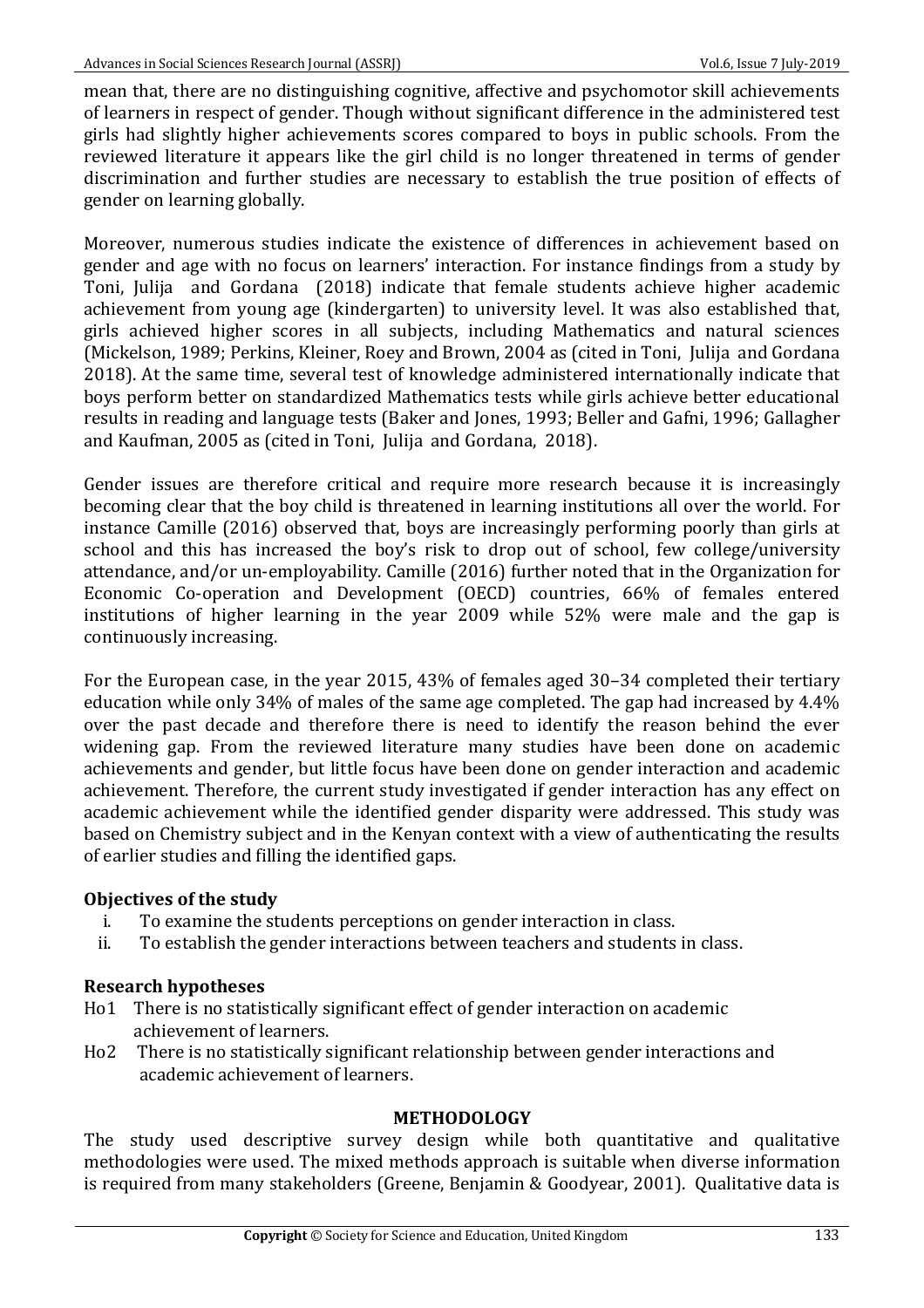mean that, there are no distinguishing cognitive, affective and psychomotor skill achievements of learners in respect of gender. Though without significant difference in the administered test girls had slightly higher achievements scores compared to boys in public schools. From the reviewed literature it appears like the girl child is no longer threatened in terms of gender discrimination and further studies are necessary to establish the true position of effects of gender on learning globally.

Moreover, numerous studies indicate the existence of differences in achievement based on gender and age with no focus on learners' interaction. For instance findings from a study by Toni, Julija and Gordana (2018) indicate that female students achieve higher academic achievement from young age (kindergarten) to university level. It was also established that, girls achieved higher scores in all subjects, including Mathematics and natural sciences (Mickelson, 1989; Perkins, Kleiner, Roey and Brown, 2004 as (cited in Toni, Julija and Gordana 2018). At the same time, several test of knowledge administered internationally indicate that boys perform better on standardized Mathematics tests while girls achieve better educational results in reading and language tests (Baker and Jones, 1993; Beller and Gafni, 1996; Gallagher and Kaufman, 2005 as (cited in Toni, Julija and Gordana, 2018).

Gender issues are therefore critical and require more research because it is increasingly becoming clear that the boy child is threatened in learning institutions all over the world. For instance Camille (2016) observed that, boys are increasingly performing poorly than girls at school and this has increased the boy's risk to drop out of school, few college/university attendance, and/or un-employability. Camille (2016) further noted that in the Organization for Economic Co-operation and Development (OECD) countries, 66% of females entered institutions of higher learning in the year 2009 while 52% were male and the gap is continuously increasing.

For the European case, in the year 2015, 43% of females aged 30–34 completed their tertiary education while only 34% of males of the same age completed. The gap had increased by 4.4% over the past decade and therefore there is need to identify the reason behind the ever widening gap. From the reviewed literature many studies have been done on academic achievements and gender, but little focus have been done on gender interaction and academic achievement. Therefore, the current study investigated if gender interaction has any effect on academic achievement while the identified gender disparity were addressed. This study was based on Chemistry subject and in the Kenyan context with a view of authenticating the results of earlier studies and filling the identified gaps.

### Objectives of the study

i. To examine the students perceptions on gender interaction in class.
ii. To establish the gender interactions between teachers and students in class.

### Research hypotheses

Ho1 There is no statistically significant effect of gender interaction on academic achievement of learners.

Ho2 There is no statistically significant relationship between gender interactions and academic achievement of learners.

## METHODOLOGY

The study used descriptive survey design while both quantitative and qualitative methodologies were used. The mixed methods approach is suitable when diverse information is required from many stakeholders (Greene, Benjamin & Goodyear, 2001). Qualitative data is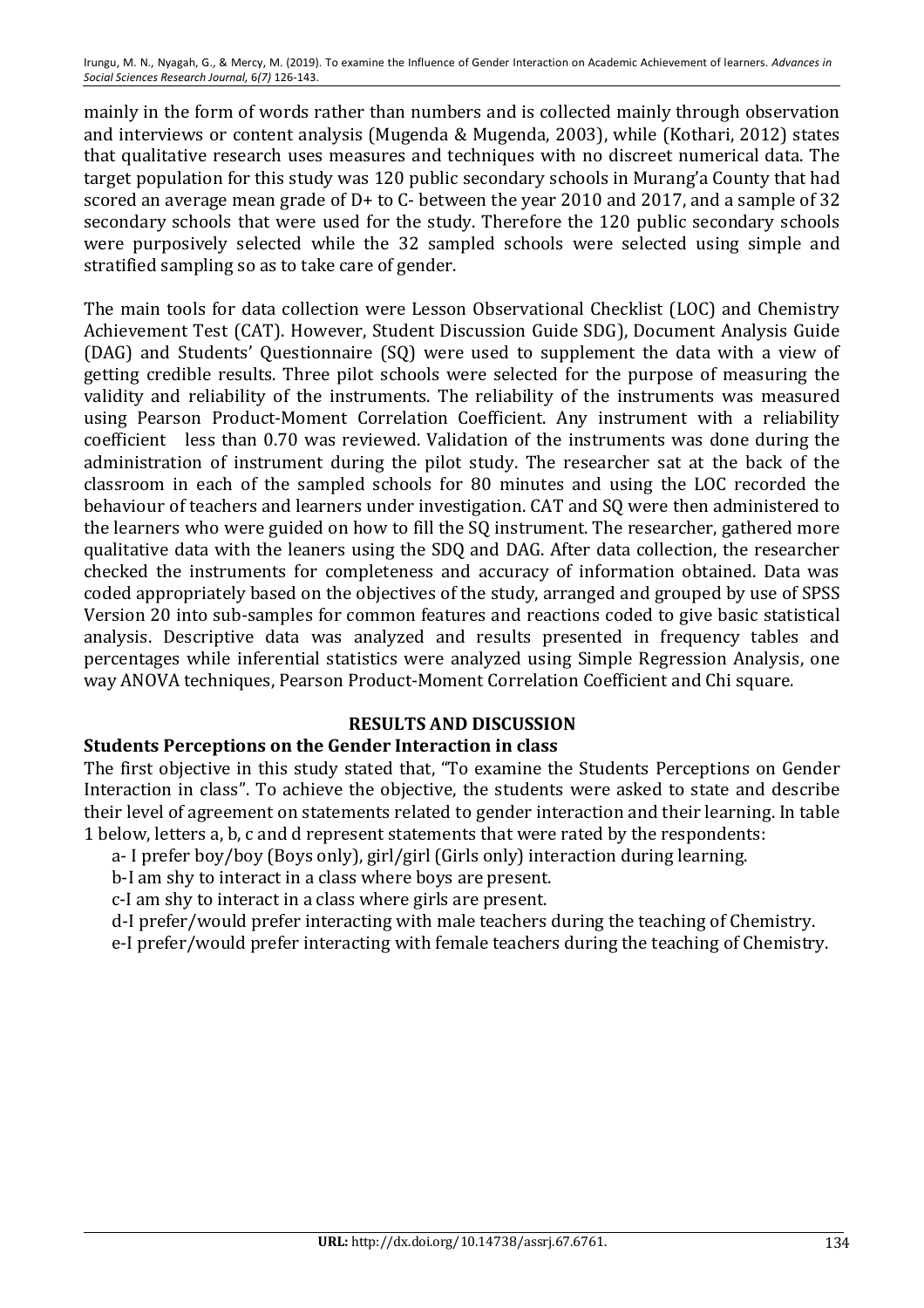mainly in the form of words rather than numbers and is collected mainly through observation and interviews or content analysis (Mugenda & Mugenda, 2003), while (Kothari, 2012) states that qualitative research uses measures and techniques with no discreet numerical data. The target population for this study was 120 public secondary schools in Murang'a County that had scored an average mean grade of D+ to C- between the year 2010 and 2017, and a sample of 32 secondary schools that were used for the study. Therefore the 120 public secondary schools were purposively selected while the 32 sampled schools were selected using simple and stratified sampling so as to take care of gender.

The main tools for data collection were Lesson Observational Checklist (LOC) and Chemistry Achievement Test (CAT). However, Student Discussion Guide SDG), Document Analysis Guide (DAG) and Students' Questionnaire (SQ) were used to supplement the data with a view of getting credible results. Three pilot schools were selected for the purpose of measuring the validity and reliability of the instruments. The reliability of the instruments was measured using Pearson Product-Moment Correlation Coefficient. Any instrument with a reliability coefficient less than 0.70 was reviewed. Validation of the instruments was done during the administration of instrument during the pilot study. The researcher sat at the back of the classroom in each of the sampled schools for 80 minutes and using the LOC recorded the behaviour of teachers and learners under investigation. CAT and SQ were then administered to the learners who were guided on how to fill the SQ instrument. The researcher, gathered more qualitative data with the leaners using the SDQ and DAG. After data collection, the researcher checked the instruments for completeness and accuracy of information obtained. Data was coded appropriately based on the objectives of the study, arranged and grouped by use of SPSS Version 20 into sub-samples for common features and reactions coded to give basic statistical analysis. Descriptive data was analyzed and results presented in frequency tables and percentages while inferential statistics were analyzed using Simple Regression Analysis, one way ANOVA techniques, Pearson Product-Moment Correlation Coefficient and Chi square.

## RESULTS AND DISCUSSION

### Students Perceptions on the Gender Interaction in class

The first objective in this study stated that, "To examine the Students Perceptions on Gender Interaction in class". To achieve the objective, the students were asked to state and describe their level of agreement on statements related to gender interaction and their learning. In table 1 below, letters a, b, c and d represent statements that were rated by the respondents:

a- I prefer boy/boy (Boys only), girl/girl (Girls only) interaction during learning.

b-I am shy to interact in a class where boys are present.

c-I am shy to interact in a class where girls are present.

d-I prefer/would prefer interacting with male teachers during the teaching of Chemistry.

e-I prefer/would prefer interacting with female teachers during the teaching of Chemistry.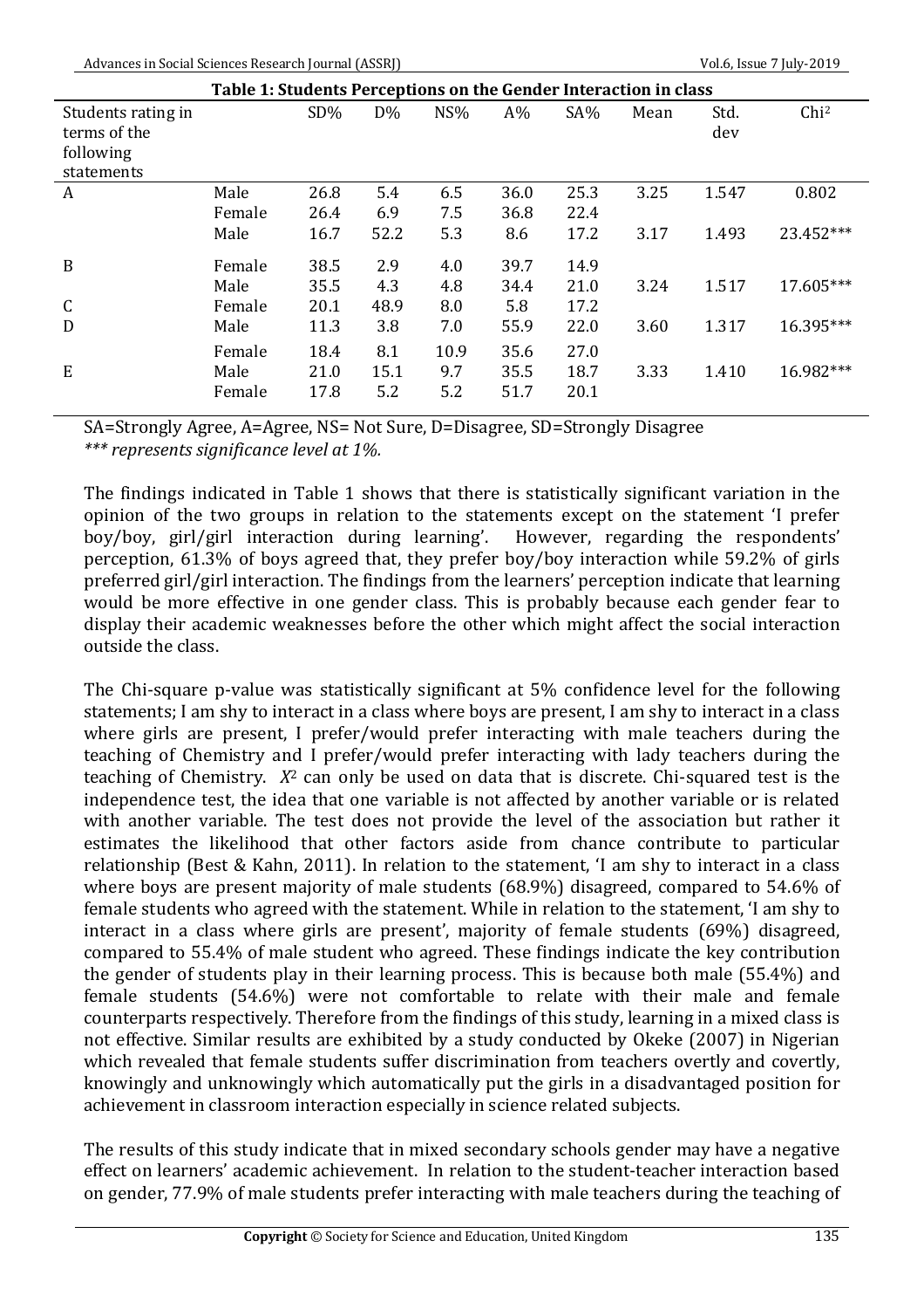**Table 1: Students Perceptions on the Gender Interaction in class**

| Students rating in terms of the following statements | | SD% | D% | NS% | A% | SA% | Mean | Std. dev | Chi$^2$ |
|---|---|---|---|---|---|---|---|---|---|
| A | Male | 26.8 | 5.4 | 6.5 | 36.0 | 25.3 | 3.25 | 1.547 | 0.802 |
| | Female | 26.4 | 6.9 | 7.5 | 36.8 | 22.4 | | | |
| | Male | 16.7 | 52.2 | 5.3 | 8.6 | 17.2 | 3.17 | 1.493 | 23.452*** |
| B | Female | 38.5 | 2.9 | 4.0 | 39.7 | 14.9 | | | |
| | Male | 35.5 | 4.3 | 4.8 | 34.4 | 21.0 | 3.24 | 1.517 | 17.605*** |
| C | Female | 20.1 | 48.9 | 8.0 | 5.8 | 17.2 | | | |
| D | Male | 11.3 | 3.8 | 7.0 | 55.9 | 22.0 | 3.60 | 1.317 | 16.395*** |
| | Female | 18.4 | 8.1 | 10.9 | 35.6 | 27.0 | | | |
| E | Male | 21.0 | 15.1 | 9.7 | 35.5 | 18.7 | 3.33 | 1.410 | 16.982*** |
| | Female | 17.8 | 5.2 | 5.2 | 51.7 | 20.1 | | | |

SA=Strongly Agree, A=Agree, NS= Not Sure, D=Disagree, SD=Strongly Disagree
*\*\*\* represents significance level at 1%.*

The findings indicated in Table 1 shows that there is statistically significant variation in the opinion of the two groups in relation to the statements except on the statement 'I prefer boy/boy, girl/girl interaction during learning'. However, regarding the respondents' perception, 61.3% of boys agreed that, they prefer boy/boy interaction while 59.2% of girls preferred girl/girl interaction. The findings from the learners' perception indicate that learning would be more effective in one gender class. This is probably because each gender fear to display their academic weaknesses before the other which might affect the social interaction outside the class.

The Chi-square p-value was statistically significant at 5% confidence level for the following statements; I am shy to interact in a class where boys are present, I am shy to interact in a class where girls are present, I prefer/would prefer interacting with male teachers during the teaching of Chemistry and I prefer/would prefer interacting with lady teachers during the teaching of Chemistry. $X^2$ can only be used on data that is discrete. Chi-squared test is the independence test, the idea that one variable is not affected by another variable or is related with another variable. The test does not provide the level of the association but rather it estimates the likelihood that other factors aside from chance contribute to particular relationship (Best & Kahn, 2011). In relation to the statement, 'I am shy to interact in a class where boys are present majority of male students (68.9%) disagreed, compared to 54.6% of female students who agreed with the statement. While in relation to the statement, 'I am shy to interact in a class where girls are present', majority of female students (69%) disagreed, compared to 55.4% of male student who agreed. These findings indicate the key contribution the gender of students play in their learning process. This is because both male (55.4%) and female students (54.6%) were not comfortable to relate with their male and female counterparts respectively. Therefore from the findings of this study, learning in a mixed class is not effective. Similar results are exhibited by a study conducted by Okeke (2007) in Nigerian which revealed that female students suffer discrimination from teachers overtly and covertly, knowingly and unknowingly which automatically put the girls in a disadvantaged position for achievement in classroom interaction especially in science related subjects.

The results of this study indicate that in mixed secondary schools gender may have a negative effect on learners' academic achievement. In relation to the student-teacher interaction based on gender, 77.9% of male students prefer interacting with male teachers during the teaching of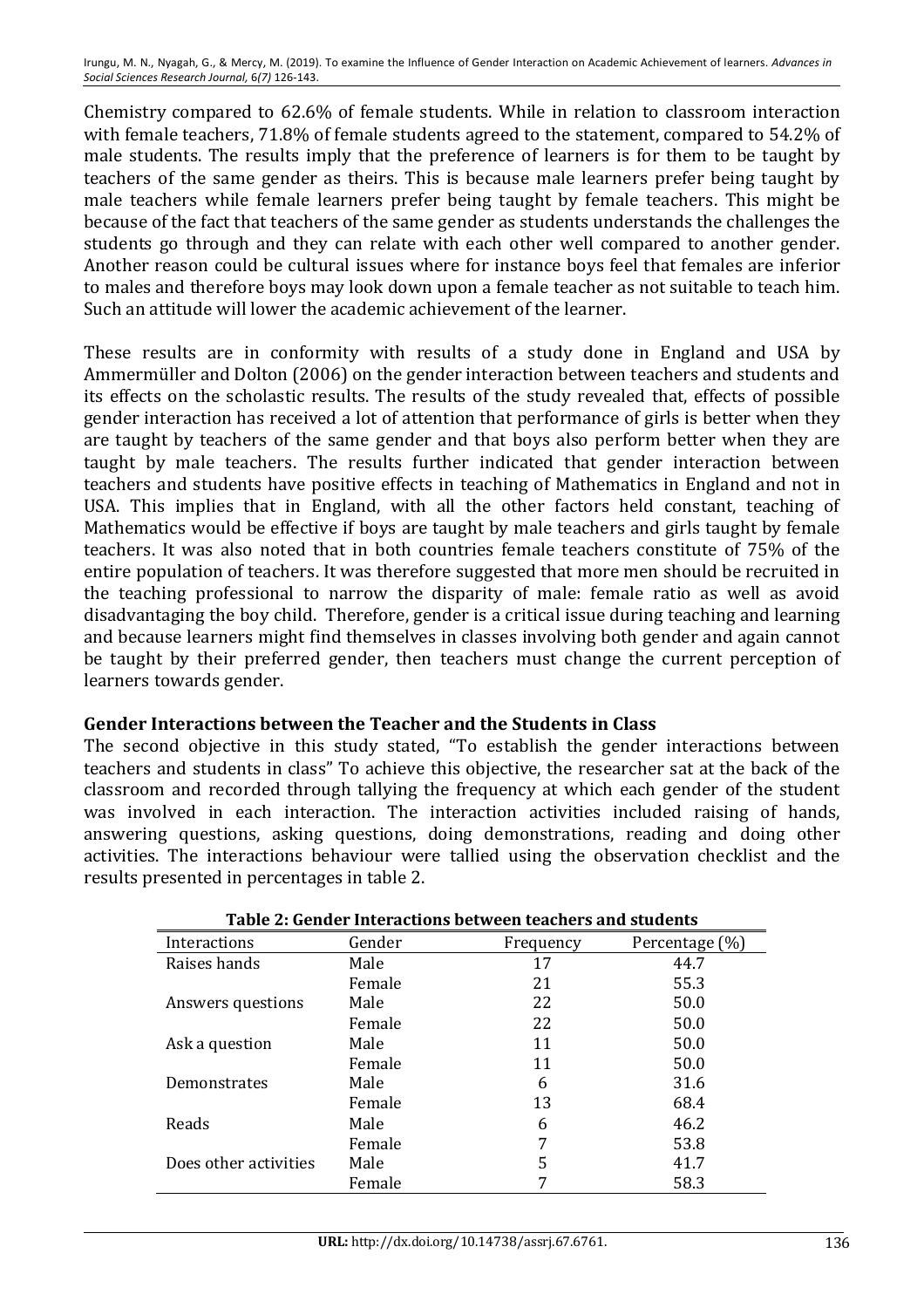Chemistry compared to 62.6% of female students. While in relation to classroom interaction with female teachers, 71.8% of female students agreed to the statement, compared to 54.2% of male students. The results imply that the preference of learners is for them to be taught by teachers of the same gender as theirs. This is because male learners prefer being taught by male teachers while female learners prefer being taught by female teachers. This might be because of the fact that teachers of the same gender as students understands the challenges the students go through and they can relate with each other well compared to another gender. Another reason could be cultural issues where for instance boys feel that females are inferior to males and therefore boys may look down upon a female teacher as not suitable to teach him. Such an attitude will lower the academic achievement of the learner.

These results are in conformity with results of a study done in England and USA by Ammermüller and Dolton (2006) on the gender interaction between teachers and students and its effects on the scholastic results. The results of the study revealed that, effects of possible gender interaction has received a lot of attention that performance of girls is better when they are taught by teachers of the same gender and that boys also perform better when they are taught by male teachers. The results further indicated that gender interaction between teachers and students have positive effects in teaching of Mathematics in England and not in USA. This implies that in England, with all the other factors held constant, teaching of Mathematics would be effective if boys are taught by male teachers and girls taught by female teachers. It was also noted that in both countries female teachers constitute of 75% of the entire population of teachers. It was therefore suggested that more men should be recruited in the teaching professional to narrow the disparity of male: female ratio as well as avoid disadvantaging the boy child. Therefore, gender is a critical issue during teaching and learning and because learners might find themselves in classes involving both gender and again cannot be taught by their preferred gender, then teachers must change the current perception of learners towards gender.

## Gender Interactions between the Teacher and the Students in Class

The second objective in this study stated, "To establish the gender interactions between teachers and students in class" To achieve this objective, the researcher sat at the back of the classroom and recorded through tallying the frequency at which each gender of the student was involved in each interaction. The interaction activities included raising of hands, answering questions, asking questions, doing demonstrations, reading and doing other activities. The interactions behaviour were tallied using the observation checklist and the results presented in percentages in table 2.

**Table 2: Gender Interactions between teachers and students**

| Interactions | Gender | Frequency | Percentage (%) |
|---|---|---|---|
| Raises hands | Male | 17 | 44.7 |
| | Female | 21 | 55.3 |
| Answers questions | Male | 22 | 50.0 |
| | Female | 22 | 50.0 |
| Ask a question | Male | 11 | 50.0 |
| | Female | 11 | 50.0 |
| Demonstrates | Male | 6 | 31.6 |
| | Female | 13 | 68.4 |
| Reads | Male | 6 | 46.2 |
| | Female | 7 | 53.8 |
| Does other activities | Male | 5 | 41.7 |
| | Female | 7 | 58.3 |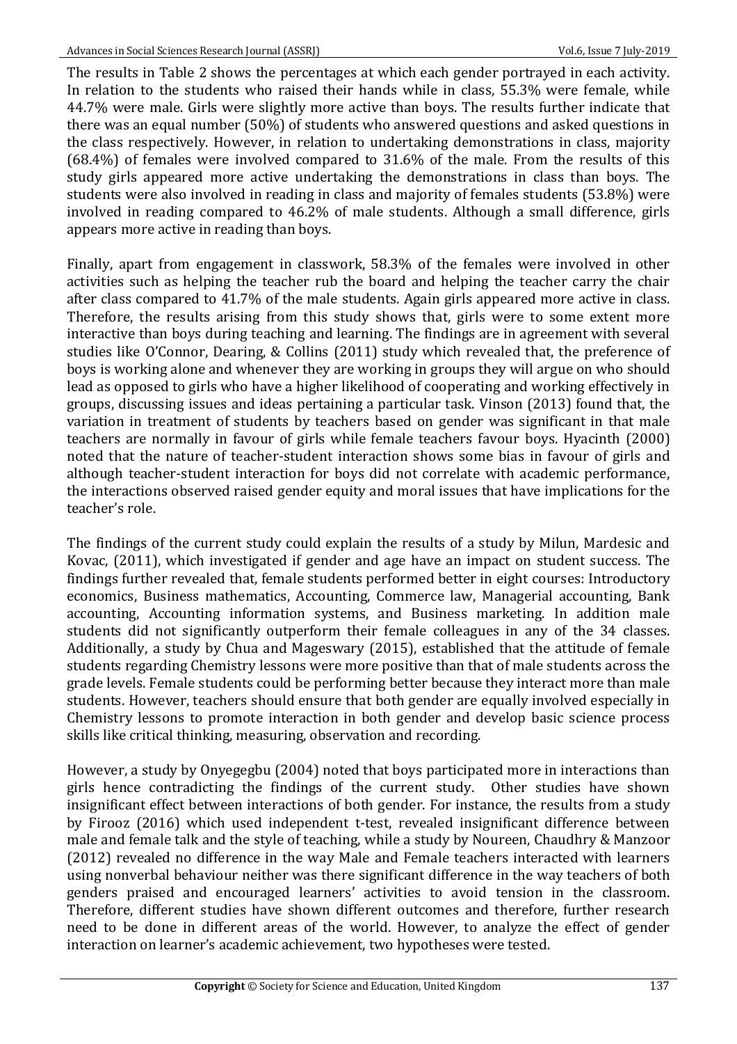The results in Table 2 shows the percentages at which each gender portrayed in each activity. In relation to the students who raised their hands while in class, 55.3% were female, while 44.7% were male. Girls were slightly more active than boys. The results further indicate that there was an equal number (50%) of students who answered questions and asked questions in the class respectively. However, in relation to undertaking demonstrations in class, majority (68.4%) of females were involved compared to 31.6% of the male. From the results of this study girls appeared more active undertaking the demonstrations in class than boys. The students were also involved in reading in class and majority of females students (53.8%) were involved in reading compared to 46.2% of male students. Although a small difference, girls appears more active in reading than boys.

Finally, apart from engagement in classwork, 58.3% of the females were involved in other activities such as helping the teacher rub the board and helping the teacher carry the chair after class compared to 41.7% of the male students. Again girls appeared more active in class. Therefore, the results arising from this study shows that, girls were to some extent more interactive than boys during teaching and learning. The findings are in agreement with several studies like O'Connor, Dearing, & Collins (2011) study which revealed that, the preference of boys is working alone and whenever they are working in groups they will argue on who should lead as opposed to girls who have a higher likelihood of cooperating and working effectively in groups, discussing issues and ideas pertaining a particular task. Vinson (2013) found that, the variation in treatment of students by teachers based on gender was significant in that male teachers are normally in favour of girls while female teachers favour boys. Hyacinth (2000) noted that the nature of teacher-student interaction shows some bias in favour of girls and although teacher-student interaction for boys did not correlate with academic performance, the interactions observed raised gender equity and moral issues that have implications for the teacher's role.

The findings of the current study could explain the results of a study by Milun, Mardesic and Kovac, (2011), which investigated if gender and age have an impact on student success. The findings further revealed that, female students performed better in eight courses: Introductory economics, Business mathematics, Accounting, Commerce law, Managerial accounting, Bank accounting, Accounting information systems, and Business marketing. In addition male students did not significantly outperform their female colleagues in any of the 34 classes. Additionally, a study by Chua and Mageswary (2015), established that the attitude of female students regarding Chemistry lessons were more positive than that of male students across the grade levels. Female students could be performing better because they interact more than male students. However, teachers should ensure that both gender are equally involved especially in Chemistry lessons to promote interaction in both gender and develop basic science process skills like critical thinking, measuring, observation and recording.

However, a study by Onyegegbu (2004) noted that boys participated more in interactions than girls hence contradicting the findings of the current study. Other studies have shown insignificant effect between interactions of both gender. For instance, the results from a study by Firooz (2016) which used independent t-test, revealed insignificant difference between male and female talk and the style of teaching, while a study by Noureen, Chaudhry & Manzoor (2012) revealed no difference in the way Male and Female teachers interacted with learners using nonverbal behaviour neither was there significant difference in the way teachers of both genders praised and encouraged learners' activities to avoid tension in the classroom. Therefore, different studies have shown different outcomes and therefore, further research need to be done in different areas of the world. However, to analyze the effect of gender interaction on learner's academic achievement, two hypotheses were tested.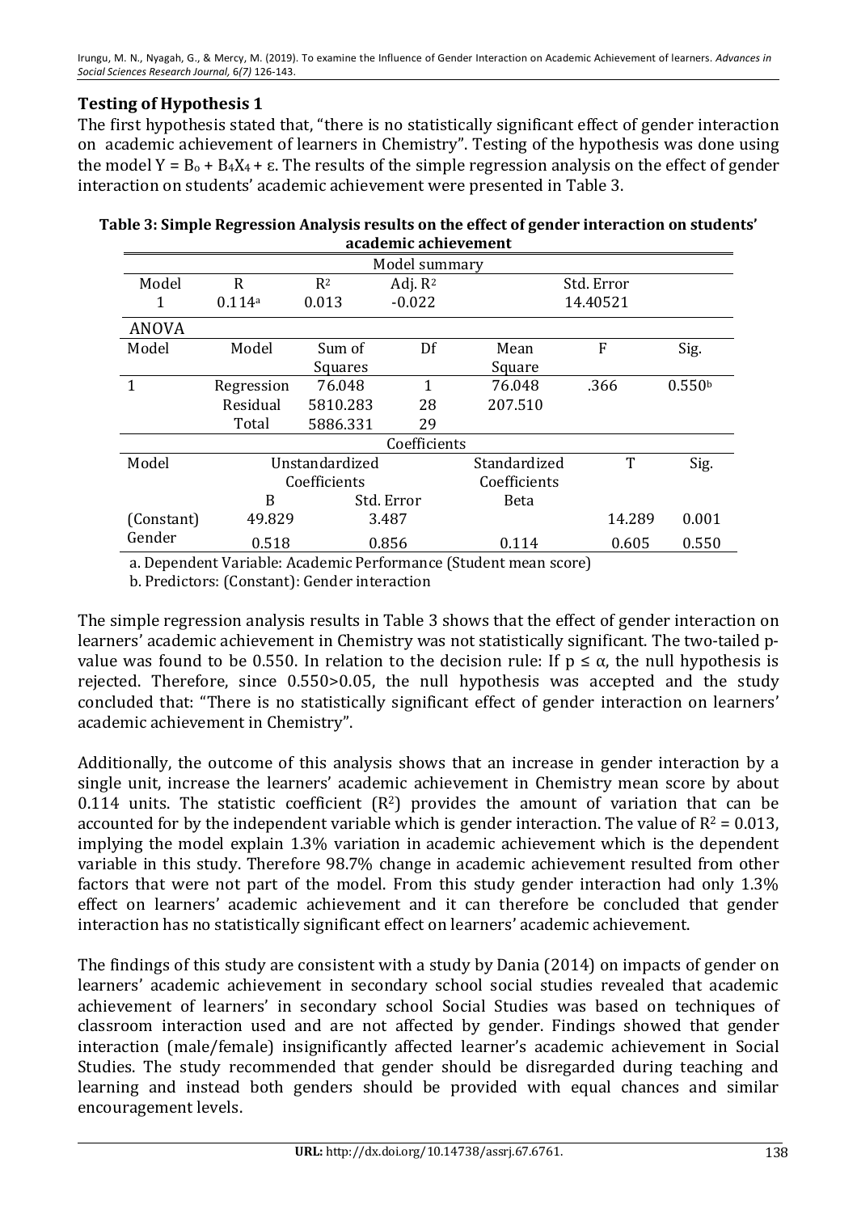### Testing of Hypothesis 1

The first hypothesis stated that, "there is no statistically significant effect of gender interaction on academic achievement of learners in Chemistry". Testing of the hypothesis was done using the model $Y = B_o + B_4X_4 + \varepsilon$. The results of the simple regression analysis on the effect of gender interaction on students' academic achievement were presented in Table 3.

**Table 3: Simple Regression Analysis results on the effect of gender interaction on students' academic achievement**

| Model summary | | | | | | |
|---|---|---|---|---|---|---|
| Model | R | $R^2$ | Adj. $R^2$ | Std. Error | | |
| 1 | $0.114^a$ | 0.013 | -0.022 | 14.40521 | | |
| **ANOVA** | | | | | | |
| Model | Model | Sum of Squares | Df | Mean Square | F | Sig. |
| 1 | Regression | 76.048 | 1 | 76.048 | .366 | $0.550^b$ |
| | Residual | 5810.283 | 28 | 207.510 | | |
| | Total | 5886.331 | 29 | | | |
| **Coefficients** | | | | | | |
| Model | Unstandardized Coefficients | | | Standardized Coefficients | T | Sig. |
| | B | Std. Error | | Beta | | |
| (Constant) | 49.829 | 3.487 | | | 14.289 | 0.001 |
| Gender | 0.518 | 0.856 | | 0.114 | 0.605 | 0.550 |

a. Dependent Variable: Academic Performance (Student mean score)

b. Predictors: (Constant): Gender interaction

The simple regression analysis results in Table 3 shows that the effect of gender interaction on learners' academic achievement in Chemistry was not statistically significant. The two-tailed p-value was found to be 0.550. In relation to the decision rule: If $p \leq \alpha$, the null hypothesis is rejected. Therefore, since 0.550>0.05, the null hypothesis was accepted and the study concluded that: "There is no statistically significant effect of gender interaction on learners' academic achievement in Chemistry".

Additionally, the outcome of this analysis shows that an increase in gender interaction by a single unit, increase the learners' academic achievement in Chemistry mean score by about 0.114 units. The statistic coefficient ($R^2$) provides the amount of variation that can be accounted for by the independent variable which is gender interaction. The value of $R^2 = 0.013$, implying the model explain 1.3% variation in academic achievement which is the dependent variable in this study. Therefore 98.7% change in academic achievement resulted from other factors that were not part of the model. From this study gender interaction had only 1.3% effect on learners' academic achievement and it can therefore be concluded that gender interaction has no statistically significant effect on learners' academic achievement.

The findings of this study are consistent with a study by Dania (2014) on impacts of gender on learners' academic achievement in secondary school social studies revealed that academic achievement of learners' in secondary school Social Studies was based on techniques of classroom interaction used and are not affected by gender. Findings showed that gender interaction (male/female) insignificantly affected learner's academic achievement in Social Studies. The study recommended that gender should be disregarded during teaching and learning and instead both genders should be provided with equal chances and similar encouragement levels.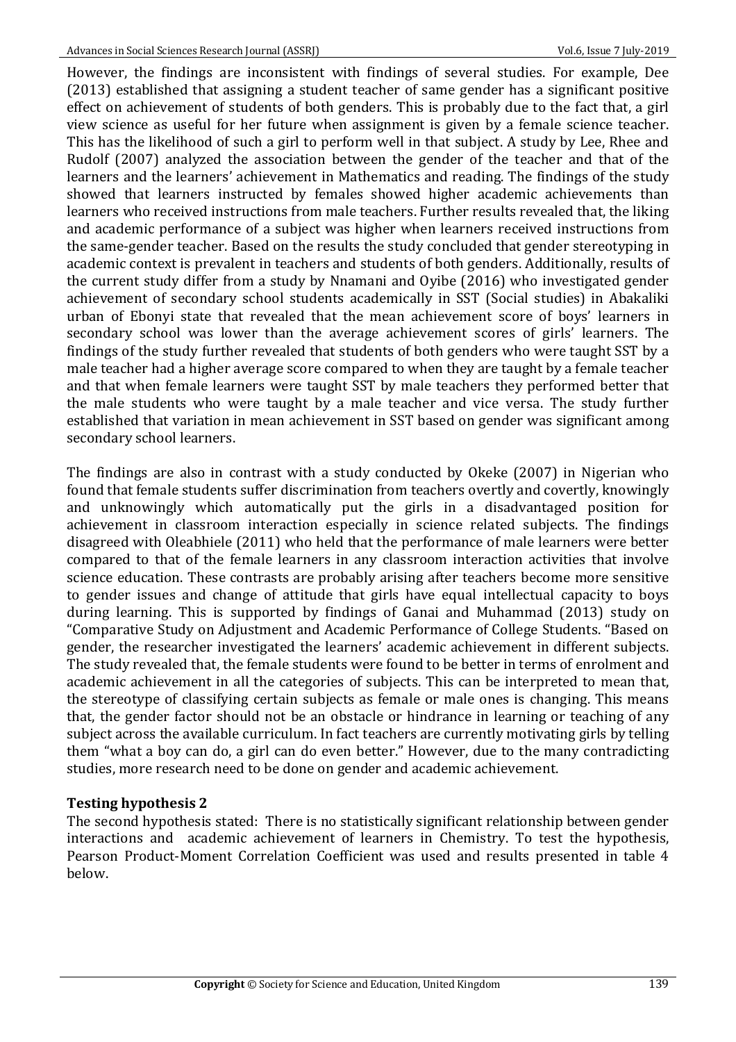However, the findings are inconsistent with findings of several studies. For example, Dee (2013) established that assigning a student teacher of same gender has a significant positive effect on achievement of students of both genders. This is probably due to the fact that, a girl view science as useful for her future when assignment is given by a female science teacher. This has the likelihood of such a girl to perform well in that subject. A study by Lee, Rhee and Rudolf (2007) analyzed the association between the gender of the teacher and that of the learners and the learners' achievement in Mathematics and reading. The findings of the study showed that learners instructed by females showed higher academic achievements than learners who received instructions from male teachers. Further results revealed that, the liking and academic performance of a subject was higher when learners received instructions from the same-gender teacher. Based on the results the study concluded that gender stereotyping in academic context is prevalent in teachers and students of both genders. Additionally, results of the current study differ from a study by Nnamani and Oyibe (2016) who investigated gender achievement of secondary school students academically in SST (Social studies) in Abakaliki urban of Ebonyi state that revealed that the mean achievement score of boys' learners in secondary school was lower than the average achievement scores of girls' learners. The findings of the study further revealed that students of both genders who were taught SST by a male teacher had a higher average score compared to when they are taught by a female teacher and that when female learners were taught SST by male teachers they performed better that the male students who were taught by a male teacher and vice versa. The study further established that variation in mean achievement in SST based on gender was significant among secondary school learners.

The findings are also in contrast with a study conducted by Okeke (2007) in Nigerian who found that female students suffer discrimination from teachers overtly and covertly, knowingly and unknowingly which automatically put the girls in a disadvantaged position for achievement in classroom interaction especially in science related subjects. The findings disagreed with Oleabhiele (2011) who held that the performance of male learners were better compared to that of the female learners in any classroom interaction activities that involve science education. These contrasts are probably arising after teachers become more sensitive to gender issues and change of attitude that girls have equal intellectual capacity to boys during learning. This is supported by findings of Ganai and Muhammad (2013) study on "Comparative Study on Adjustment and Academic Performance of College Students. "Based on gender, the researcher investigated the learners' academic achievement in different subjects. The study revealed that, the female students were found to be better in terms of enrolment and academic achievement in all the categories of subjects. This can be interpreted to mean that, the stereotype of classifying certain subjects as female or male ones is changing. This means that, the gender factor should not be an obstacle or hindrance in learning or teaching of any subject across the available curriculum. In fact teachers are currently motivating girls by telling them "what a boy can do, a girl can do even better." However, due to the many contradicting studies, more research need to be done on gender and academic achievement.

## Testing hypothesis 2

The second hypothesis stated: There is no statistically significant relationship between gender interactions and academic achievement of learners in Chemistry. To test the hypothesis, Pearson Product-Moment Correlation Coefficient was used and results presented in table 4 below.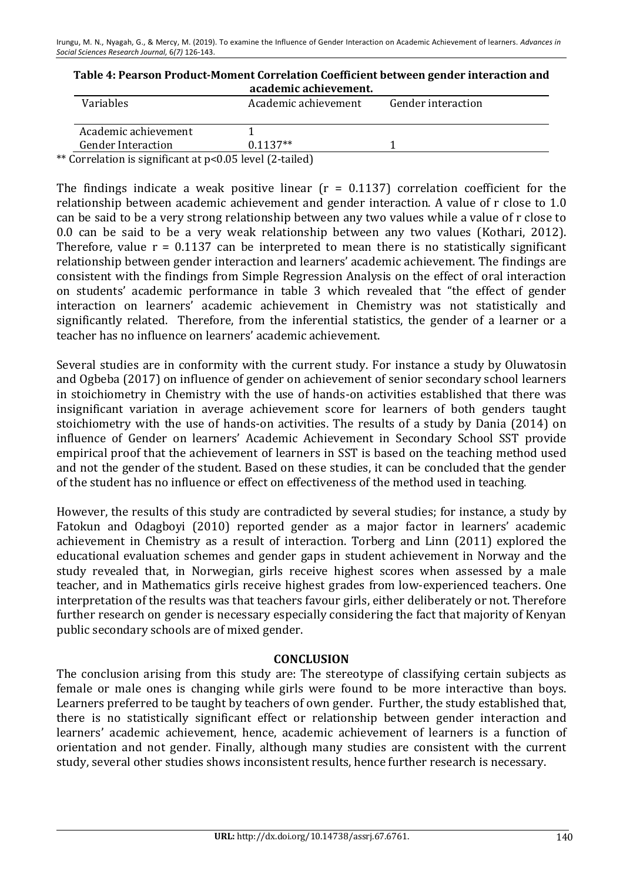**Table 4: Pearson Product-Moment Correlation Coefficient between gender interaction and academic achievement.**

| Variables | Academic achievement | Gender interaction |
|---|---|---|
| Academic achievement | 1 | |
| Gender Interaction | 0.1137** | 1 |

** Correlation is significant at $p<0.05$ level (2-tailed)

The findings indicate a weak positive linear ($r = 0.1137$) correlation coefficient for the relationship between academic achievement and gender interaction. A value of r close to 1.0 can be said to be a very strong relationship between any two values while a value of r close to 0.0 can be said to be a very weak relationship between any two values (Kothari, 2012). Therefore, value $r = 0.1137$ can be interpreted to mean there is no statistically significant relationship between gender interaction and learners' academic achievement. The findings are consistent with the findings from Simple Regression Analysis on the effect of oral interaction on students' academic performance in table 3 which revealed that "the effect of gender interaction on learners' academic achievement in Chemistry was not statistically and significantly related. Therefore, from the inferential statistics, the gender of a learner or a teacher has no influence on learners' academic achievement.

Several studies are in conformity with the current study. For instance a study by Oluwatosin and Ogbeba (2017) on influence of gender on achievement of senior secondary school learners in stoichiometry in Chemistry with the use of hands-on activities established that there was insignificant variation in average achievement score for learners of both genders taught stoichiometry with the use of hands-on activities. The results of a study by Dania (2014) on influence of Gender on learners' Academic Achievement in Secondary School SST provide empirical proof that the achievement of learners in SST is based on the teaching method used and not the gender of the student. Based on these studies, it can be concluded that the gender of the student has no influence or effect on effectiveness of the method used in teaching.

However, the results of this study are contradicted by several studies; for instance, a study by Fatokun and Odagboyi (2010) reported gender as a major factor in learners' academic achievement in Chemistry as a result of interaction. Torberg and Linn (2011) explored the educational evaluation schemes and gender gaps in student achievement in Norway and the study revealed that, in Norwegian, girls receive highest scores when assessed by a male teacher, and in Mathematics girls receive highest grades from low-experienced teachers. One interpretation of the results was that teachers favour girls, either deliberately or not. Therefore further research on gender is necessary especially considering the fact that majority of Kenyan public secondary schools are of mixed gender.

## CONCLUSION

The conclusion arising from this study are: The stereotype of classifying certain subjects as female or male ones is changing while girls were found to be more interactive than boys. Learners preferred to be taught by teachers of own gender. Further, the study established that, there is no statistically significant effect or relationship between gender interaction and learners' academic achievement, hence, academic achievement of learners is a function of orientation and not gender. Finally, although many studies are consistent with the current study, several other studies shows inconsistent results, hence further research is necessary.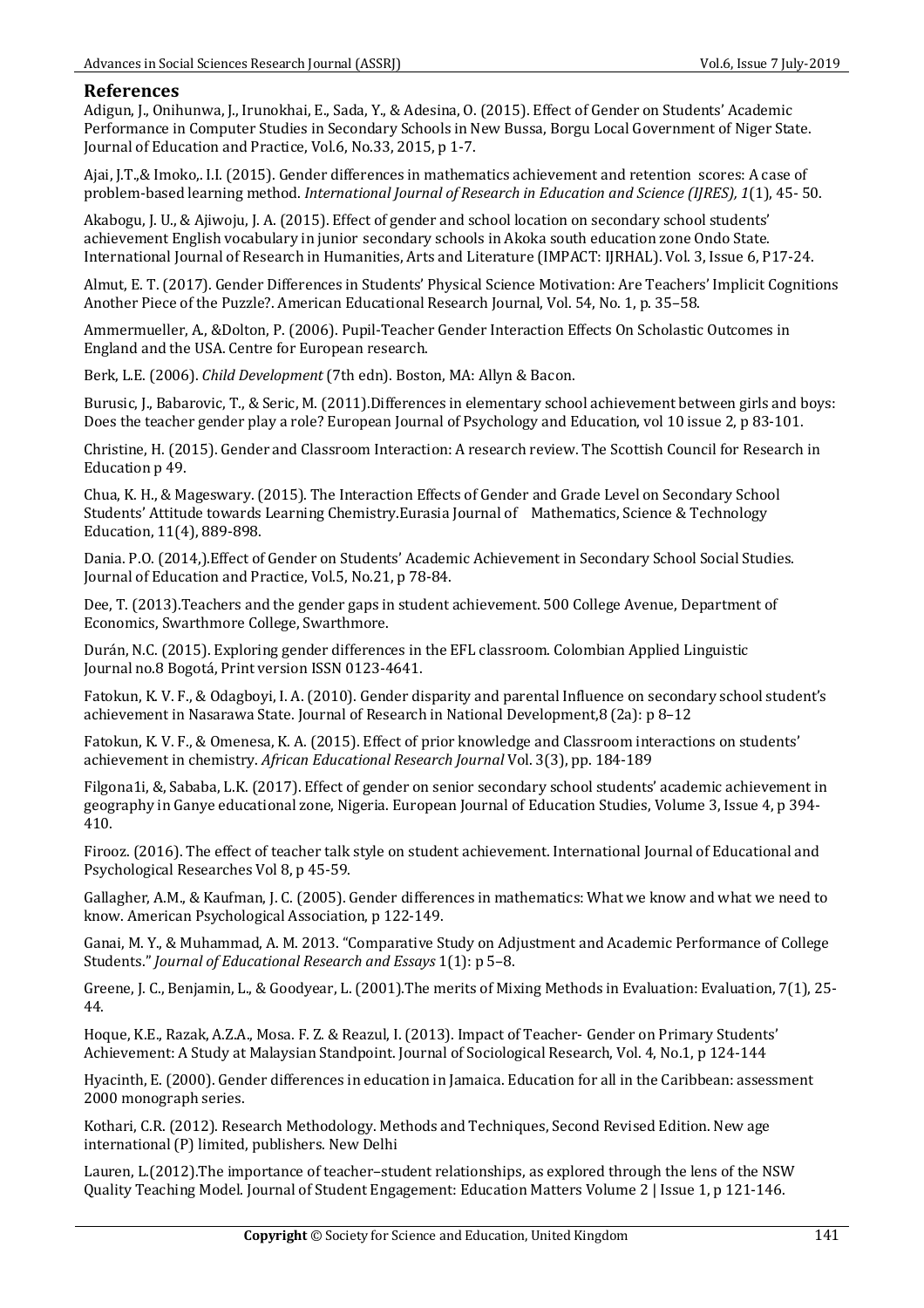## References

Adigun, J., Onihunwa, J., Irunokhai, E., Sada, Y., & Adesina, O. (2015). Effect of Gender on Students' Academic Performance in Computer Studies in Secondary Schools in New Bussa, Borgu Local Government of Niger State. Journal of Education and Practice, Vol.6, No.33, 2015, p 1-7.

Ajai, J.T.,& Imoko,. I.I. (2015). Gender differences in mathematics achievement and retention scores: A case of problem-based learning method. *International Journal of Research in Education and Science (IJRES), 1*(1), 45- 50.

Akabogu, J. U., & Ajiwoju, J. A. (2015). Effect of gender and school location on secondary school students' achievement English vocabulary in junior secondary schools in Akoka south education zone Ondo State. International Journal of Research in Humanities, Arts and Literature (IMPACT: IJRHAL). Vol. 3, Issue 6, P17-24.

Almut, E. T. (2017). Gender Differences in Students' Physical Science Motivation: Are Teachers' Implicit Cognitions Another Piece of the Puzzle?. American Educational Research Journal, Vol. 54, No. 1, p. 35–58.

Ammermueller, A., &Dolton, P. (2006). Pupil-Teacher Gender Interaction Effects On Scholastic Outcomes in England and the USA. Centre for European research.

Berk, L.E. (2006). *Child Development* (7th edn). Boston, MA: Allyn & Bacon.

Burusic, J., Babarovic, T., & Seric, M. (2011).Differences in elementary school achievement between girls and boys: Does the teacher gender play a role? European Journal of Psychology and Education, vol 10 issue 2, p 83-101.

Christine, H. (2015). Gender and Classroom Interaction: A research review. The Scottish Council for Research in Education p 49.

Chua, K. H., & Mageswary. (2015). The Interaction Effects of Gender and Grade Level on Secondary School Students' Attitude towards Learning Chemistry.Eurasia Journal of Mathematics, Science & Technology Education, 11(4), 889-898.

Dania. P.O. (2014,).Effect of Gender on Students' Academic Achievement in Secondary School Social Studies. Journal of Education and Practice, Vol.5, No.21, p 78-84.

Dee, T. (2013).Teachers and the gender gaps in student achievement. 500 College Avenue, Department of Economics, Swarthmore College, Swarthmore.

Durán, N.C. (2015). Exploring gender differences in the EFL classroom. Colombian Applied Linguistic Journal no.8 Bogotá, Print version ISSN 0123-4641.

Fatokun, K. V. F., & Odagboyi, I. A. (2010). Gender disparity and parental Influence on secondary school student's achievement in Nasarawa State. Journal of Research in National Development,8 (2a): p 8–12

Fatokun, K. V. F., & Omenesa, K. A. (2015). Effect of prior knowledge and Classroom interactions on students' achievement in chemistry. *African Educational Research Journal* Vol. 3(3), pp. 184-189

Filgona1i, &, Sababa, L.K. (2017). Effect of gender on senior secondary school students' academic achievement in geography in Ganye educational zone, Nigeria. European Journal of Education Studies, Volume 3, Issue 4, p 394-410.

Firooz. (2016). The effect of teacher talk style on student achievement. International Journal of Educational and Psychological Researches Vol 8, p 45-59.

Gallagher, A.M., & Kaufman, J. C. (2005). Gender differences in mathematics: What we know and what we need to know. American Psychological Association, p 122-149.

Ganai, M. Y., & Muhammad, A. M. 2013. "Comparative Study on Adjustment and Academic Performance of College Students." *Journal of Educational Research and Essays* 1(1): p 5–8.

Greene, J. C., Benjamin, L., & Goodyear, L. (2001).The merits of Mixing Methods in Evaluation: Evaluation, 7(1), 25-44.

Hoque, K.E., Razak, A.Z.A., Mosa. F. Z. & Reazul, I. (2013). Impact of Teacher- Gender on Primary Students' Achievement: A Study at Malaysian Standpoint. Journal of Sociological Research, Vol. 4, No.1, p 124-144

Hyacinth, E. (2000). Gender differences in education in Jamaica. Education for all in the Caribbean: assessment 2000 monograph series.

Kothari, C.R. (2012). Research Methodology. Methods and Techniques, Second Revised Edition. New age international (P) limited, publishers. New Delhi

Lauren, L.(2012).The importance of teacher–student relationships, as explored through the lens of the NSW Quality Teaching Model. Journal of Student Engagement: Education Matters Volume 2 | Issue 1, p 121-146.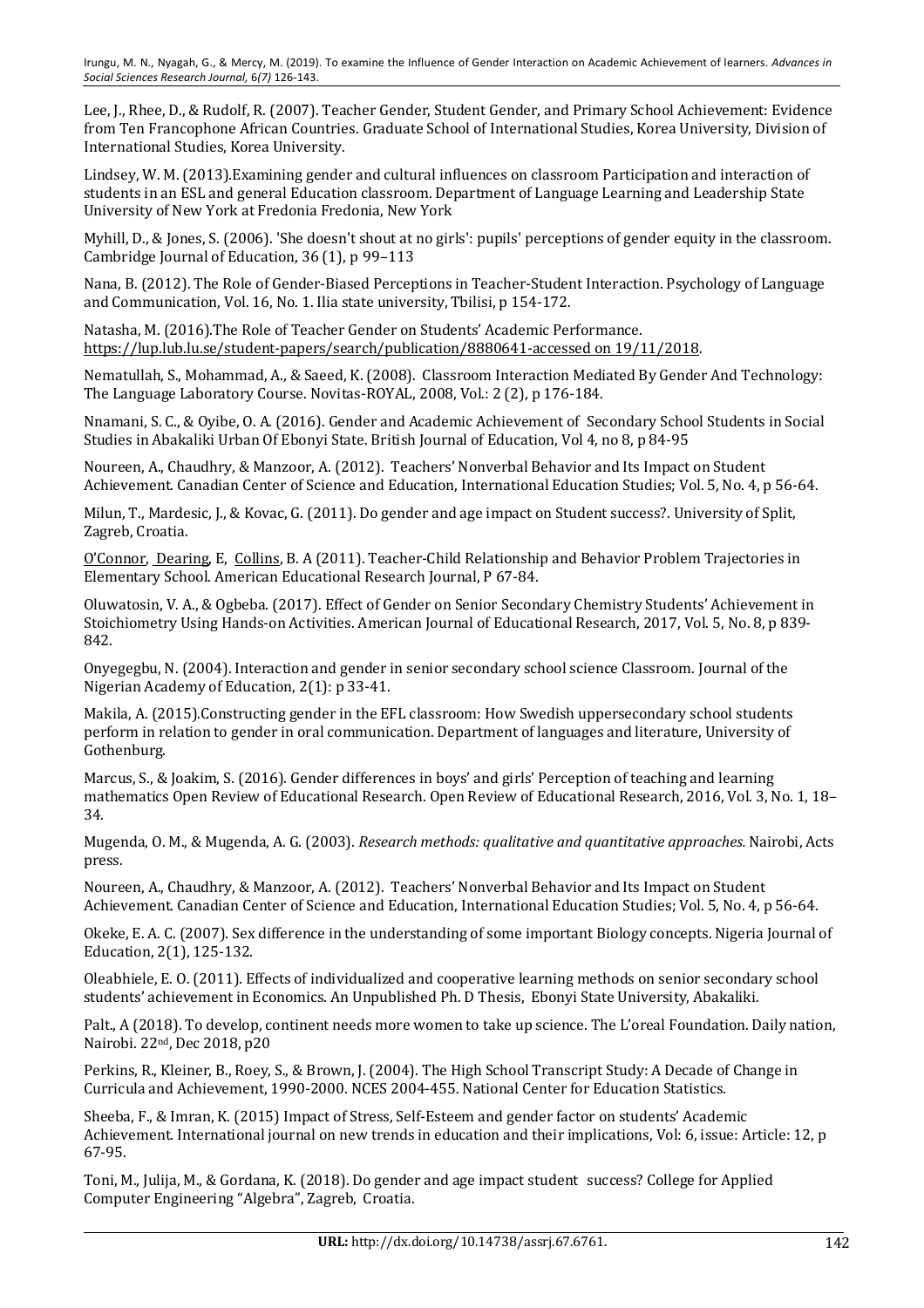Lee, J., Rhee, D., & Rudolf, R. (2007). Teacher Gender, Student Gender, and Primary School Achievement: Evidence from Ten Francophone African Countries. Graduate School of International Studies, Korea University, Division of International Studies, Korea University.

Lindsey, W. M. (2013).Examining gender and cultural influences on classroom Participation and interaction of students in an ESL and general Education classroom. Department of Language Learning and Leadership State University of New York at Fredonia Fredonia, New York

Myhill, D., & Jones, S. (2006). 'She doesn't shout at no girls': pupils' perceptions of gender equity in the classroom. Cambridge Journal of Education, 36 (1), p 99–113

Nana, B. (2012). The Role of Gender-Biased Perceptions in Teacher-Student Interaction. Psychology of Language and Communication, Vol. 16, No. 1. Ilia state university, Tbilisi, p 154-172.

Natasha, M. (2016).The Role of Teacher Gender on Students' Academic Performance. https://lup.lub.lu.se/student-papers/search/publication/8880641-accessed on 19/11/2018.

Nematullah, S., Mohammad, A., & Saeed, K. (2008). Classroom Interaction Mediated By Gender And Technology: The Language Laboratory Course. Novitas-ROYAL, 2008, Vol.: 2 (2), p 176-184.

Nnamani, S. C., & Oyibe, O. A. (2016). Gender and Academic Achievement of Secondary School Students in Social Studies in Abakaliki Urban Of Ebonyi State. British Journal of Education, Vol 4, no 8, p 84-95

Noureen, A., Chaudhry, & Manzoor, A. (2012). Teachers' Nonverbal Behavior and Its Impact on Student Achievement. Canadian Center of Science and Education, International Education Studies; Vol. 5, No. 4, p 56-64.

Milun, T., Mardesic, J., & Kovac, G. (2011). Do gender and age impact on Student success?. University of Split, Zagreb, Croatia.

O'Connor, Dearing, E, Collins, B. A (2011). Teacher-Child Relationship and Behavior Problem Trajectories in Elementary School. American Educational Research Journal, P 67-84.

Oluwatosin, V. A., & Ogbeba. (2017). Effect of Gender on Senior Secondary Chemistry Students' Achievement in Stoichiometry Using Hands-on Activities. American Journal of Educational Research, 2017, Vol. 5, No. 8, p 839-842.

Onyegegbu, N. (2004). Interaction and gender in senior secondary school science Classroom. Journal of the Nigerian Academy of Education, 2(1): p 33-41.

Makila, A. (2015).Constructing gender in the EFL classroom: How Swedish uppersecondary school students perform in relation to gender in oral communication. Department of languages and literature, University of Gothenburg.

Marcus, S., & Joakim, S. (2016). Gender differences in boys' and girls' Perception of teaching and learning mathematics Open Review of Educational Research. Open Review of Educational Research, 2016, Vol. 3, No. 1, 18–34.

Mugenda, O. M., & Mugenda, A. G. (2003). *Research methods: qualitative and quantitative approaches.* Nairobi, Acts press.

Noureen, A., Chaudhry, & Manzoor, A. (2012). Teachers' Nonverbal Behavior and Its Impact on Student Achievement. Canadian Center of Science and Education, International Education Studies; Vol. 5, No. 4, p 56-64.

Okeke, E. A. C. (2007). Sex difference in the understanding of some important Biology concepts. Nigeria Journal of Education, 2(1), 125-132.

Oleabhiele, E. O. (2011). Effects of individualized and cooperative learning methods on senior secondary school students' achievement in Economics. An Unpublished Ph. D Thesis, Ebonyi State University, Abakaliki.

Palt., A (2018). To develop, continent needs more women to take up science. The L'oreal Foundation. Daily nation, Nairobi. 22nd, Dec 2018, p20

Perkins, R., Kleiner, B., Roey, S., & Brown, J. (2004). The High School Transcript Study: A Decade of Change in Curricula and Achievement, 1990-2000. NCES 2004-455. National Center for Education Statistics.

Sheeba, F., & Imran, K. (2015) Impact of Stress, Self-Esteem and gender factor on students' Academic Achievement. International journal on new trends in education and their implications, Vol: 6, issue: Article: 12, p 67-95.

Toni, M., Julija, M., & Gordana, K. (2018). Do gender and age impact student success? College for Applied Computer Engineering "Algebra", Zagreb, Croatia.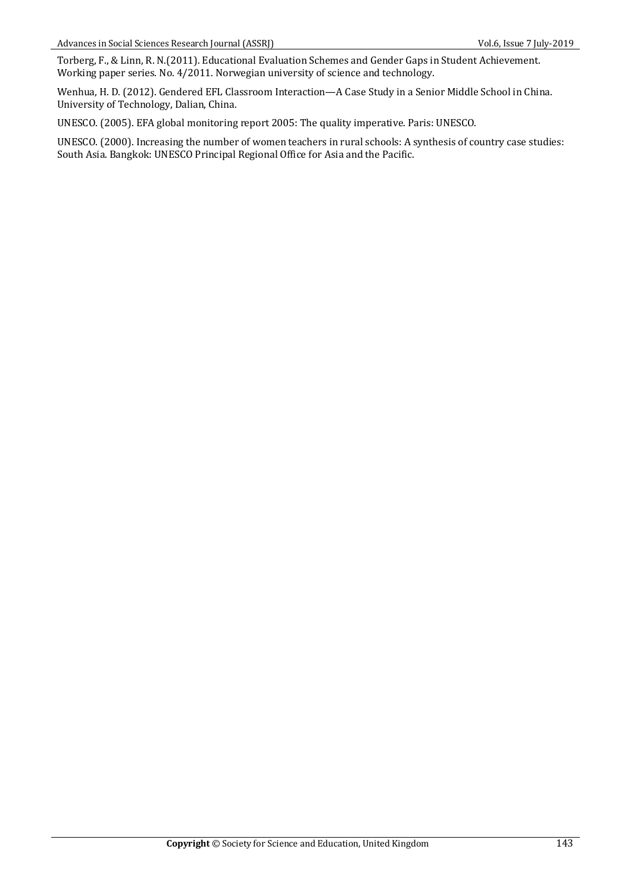Torberg, F., & Linn, R. N.(2011). Educational Evaluation Schemes and Gender Gaps in Student Achievement. Working paper series. No. 4/2011. Norwegian university of science and technology.

Wenhua, H. D. (2012). Gendered EFL Classroom Interaction—A Case Study in a Senior Middle School in China. University of Technology, Dalian, China.

UNESCO. (2005). EFA global monitoring report 2005: The quality imperative. Paris: UNESCO.

UNESCO. (2000). Increasing the number of women teachers in rural schools: A synthesis of country case studies: South Asia. Bangkok: UNESCO Principal Regional Office for Asia and the Pacific.